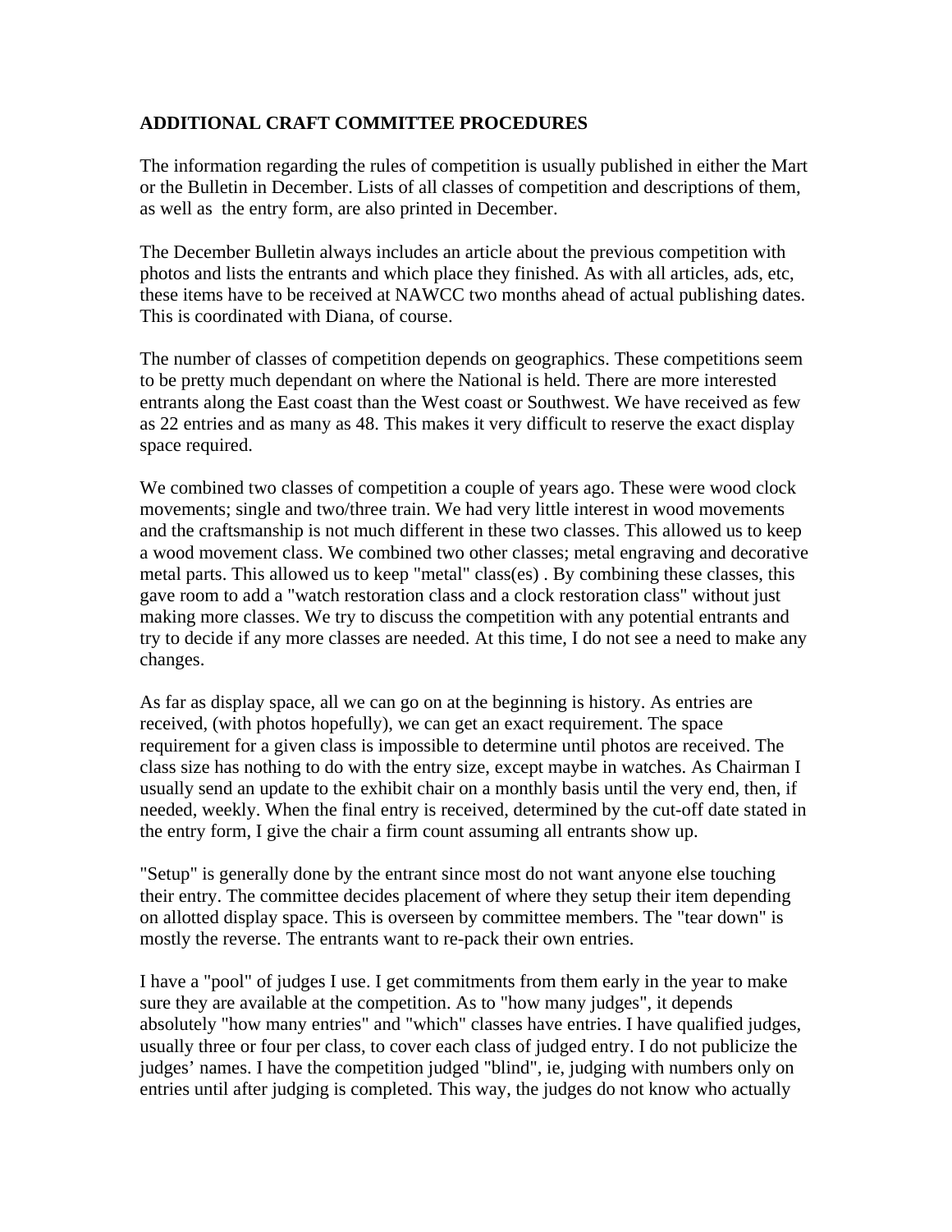**ADDITIONAL CRAFT COMMITTEE PROCEDURES**

The information regarding the rules of competition is usually published in either the Mart or the Bulletin in December. Lists of all classes of competition and descriptions of them, as well as the entry form, are also printed in December.

The December Bulletin always includes an article about the previous competition with photos and lists the entrants and which place they finished. As with all articles, ads, etc, these items have to be received at NAWCC two months ahead of actual publishing dates. This is coordinated with Diana, of course.

The number of classes of competition depends on geographics. These competitions seem to be pretty much dependant on where the National is held. There are more interested entrants along the East coast than the West coast or Southwest. We have received as few as 22 entries and as many as 48. This makes it very difficult to reserve the exact display space required.

We combined two classes of competition a couple of years ago. These were wood clock movements; single and two/three train. We had very little interest in wood movements and the craftsmanship is not much different in these two classes. This allowed us to keep a wood movement class. We combined two other classes; metal engraving and decorative metal parts. This allowed us to keep "metal" class(es) . By combining these classes, this gave room to add a "watch restoration class and a clock restoration class" without just making more classes. We try to discuss the competition with any potential entrants and try to decide if any more classes are needed. At this time, I do not see a need to make any changes.

As far as display space, all we can go on at the beginning is history. As entries are received, (with photos hopefully), we can get an exact requirement. The space requirement for a given class is impossible to determine until photos are received. The class size has nothing to do with the entry size, except maybe in watches. As Chairman I usually send an update to the exhibit chair on a monthly basis until the very end, then, if needed, weekly. When the final entry is received, determined by the cut-off date stated in the entry form, I give the chair a firm count assuming all entrants show up.

"Setup" is generally done by the entrant since most do not want anyone else touching their entry. The committee decides placement of where they setup their item depending on allotted display space. This is overseen by committee members. The "tear down" is mostly the reverse. The entrants want to re-pack their own entries.

I have a "pool" of judges I use. I get commitments from them early in the year to make sure they are available at the competition. As to "how many judges", it depends absolutely "how many entries" and "which" classes have entries. I have qualified judges, usually three or four per class, to cover each class of judged entry. I do not publicize the judges' names. I have the competition judged "blind", ie, judging with numbers only on entries until after judging is completed. This way, the judges do not know who actually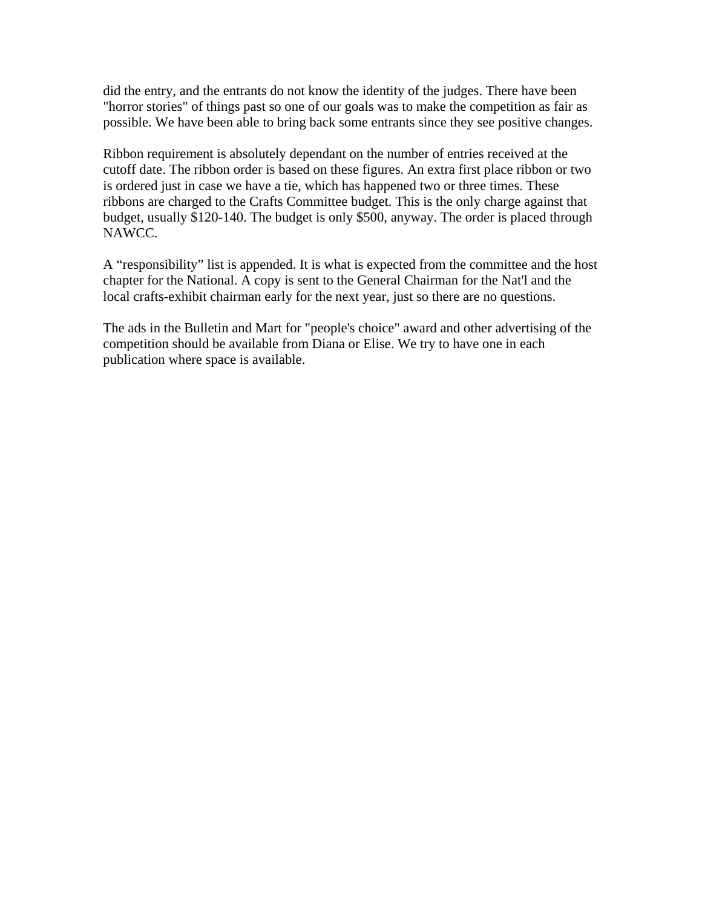did the entry, and the entrants do not know the identity of the judges. There have been "horror stories" of things past so one of our goals was to make the competition as fair as possible. We have been able to bring back some entrants since they see positive changes.

Ribbon requirement is absolutely dependant on the number of entries received at the cutoff date. The ribbon order is based on these figures. An extra first place ribbon or two is ordered just in case we have a tie, which has happened two or three times. These ribbons are charged to the Crafts Committee budget. This is the only charge against that budget, usually $120-140. The budget is only $500, anyway. The order is placed through NAWCC.

A "responsibility" list is appended. It is what is expected from the committee and the host chapter for the National. A copy is sent to the General Chairman for the Nat'l and the local crafts-exhibit chairman early for the next year, just so there are no questions.

The ads in the Bulletin and Mart for "people's choice" award and other advertising of the competition should be available from Diana or Elise. We try to have one in each publication where space is available.